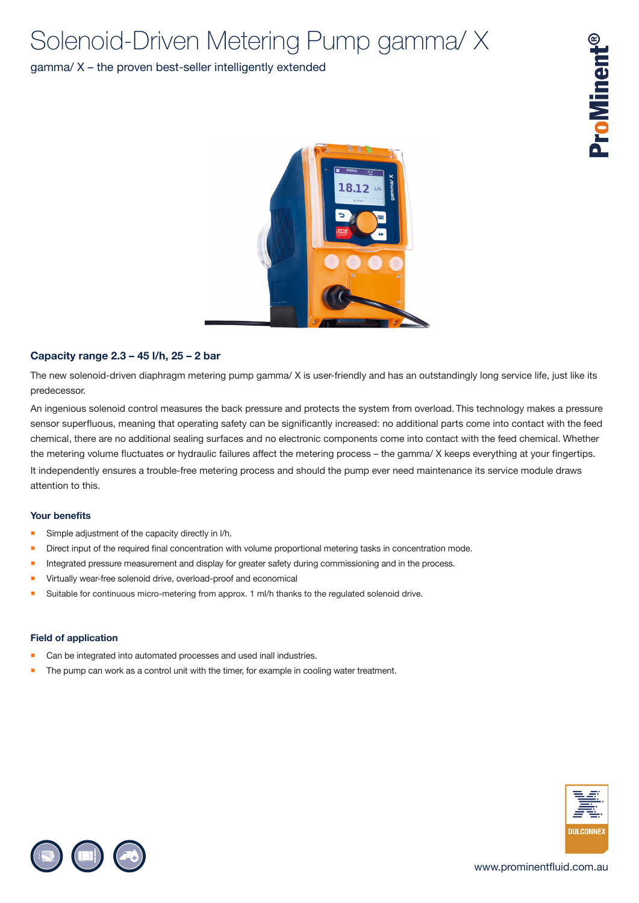# Solenoid-Driven Metering Pump gamma/ X

gamma/ X – the proven best-seller intelligently extended

### Capacity range 2.3 – 45 l/h, 25 – 2 bar

The new solenoid-driven diaphragm metering pump gamma/ X is user-friendly and has an outstandingly long service life, just like its predecessor.

An ingenious solenoid control measures the back pressure and protects the system from overload. This technology makes a pressure sensor superfluous, meaning that operating safety can be significantly increased: no additional parts come into contact with the feed chemical, there are no additional sealing surfaces and no electronic components come into contact with the feed chemical. Whether the metering volume fluctuates or hydraulic failures affect the metering process – the gamma/ X keeps everything at your fingertips. It independently ensures a trouble-free metering process and should the pump ever need maintenance its service module draws attention to this.

### Your benefits

- Simple adjustment of the capacity directly in l/h.
- Direct input of the required final concentration with volume proportional metering tasks in concentration mode.
- Integrated pressure measurement and display for greater safety during commissioning and in the process.
- Virtually wear-free solenoid drive, overload-proof and economical
- Suitable for continuous micro-metering from approx. 1 ml/h thanks to the regulated solenoid drive.

### Field of application

- Can be integrated into automated processes and used inall industries.
- The pump can work as a control unit with the timer, for example in cooling water treatment.

www.prominentfluid.com.au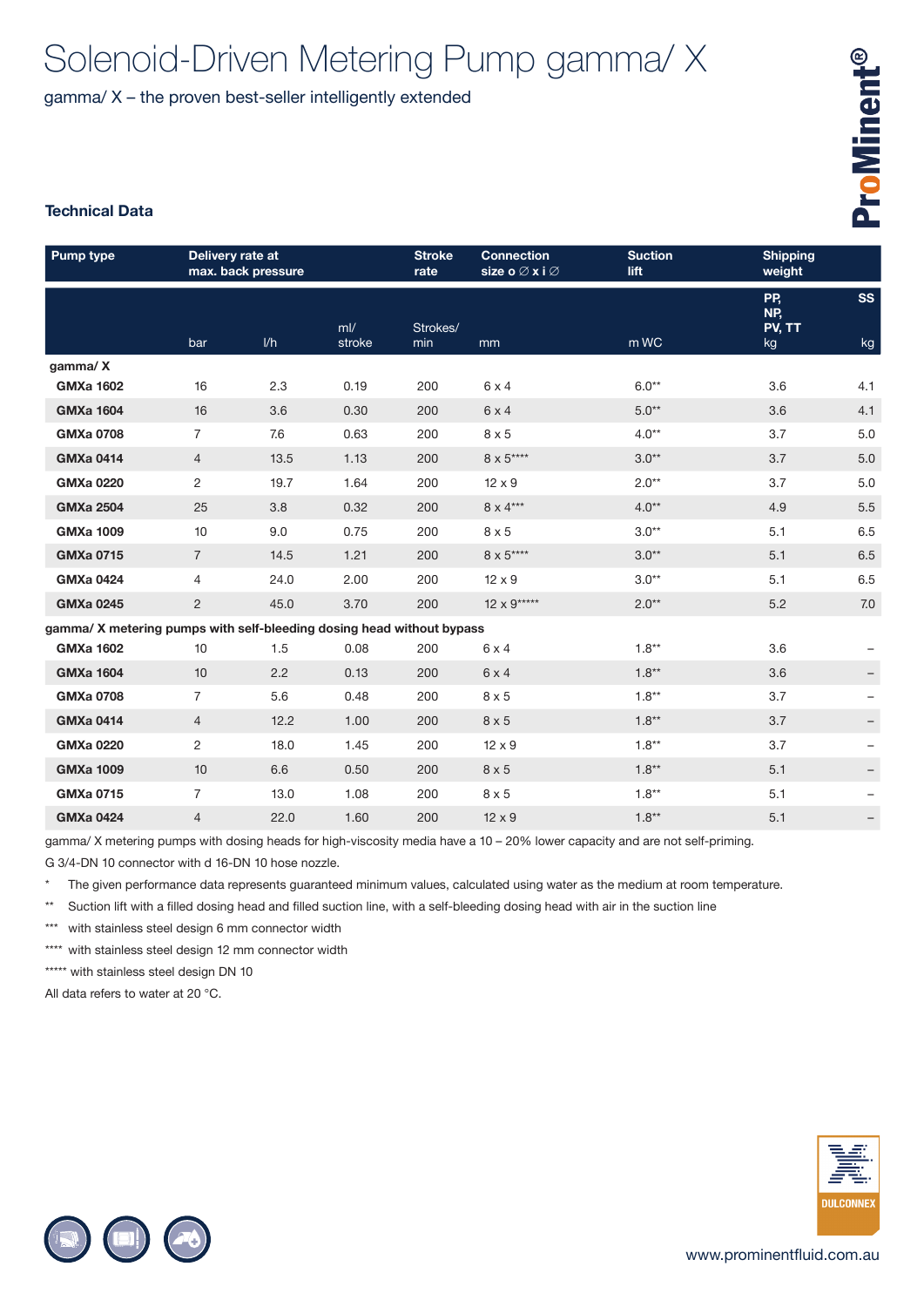# Solenoid-Driven Metering Pump gamma/ X

gamma/ X – the proven best-seller intelligently extended

### Technical Data

| Pump type | Delivery rate at max. back pressure | | | Stroke rate | Connection size o ∅ x i ∅ | Suction lift | Shipping weight | |
|---|---|---|---|---|---|---|---|---|
| | bar | l/h | ml/ stroke | Strokes/ min | mm | m WC | PP, NP, PV, TT kg | SS kg |
| **gamma/ X** | | | | | | | | |
| **GMXa 1602** | 16 | 2.3 | 0.19 | 200 | 6 x 4 | 6.0** | 3.6 | 4.1 |
| **GMXa 1604** | 16 | 3.6 | 0.30 | 200 | 6 x 4 | 5.0** | 3.6 | 4.1 |
| **GMXa 0708** | 7 | 7.6 | 0.63 | 200 | 8 x 5 | 4.0** | 3.7 | 5.0 |
| **GMXa 0414** | 4 | 13.5 | 1.13 | 200 | 8 x 5**** | 3.0** | 3.7 | 5.0 |
| **GMXa 0220** | 2 | 19.7 | 1.64 | 200 | 12 x 9 | 2.0** | 3.7 | 5.0 |
| **GMXa 2504** | 25 | 3.8 | 0.32 | 200 | 8 x 4*** | 4.0** | 4.9 | 5.5 |
| **GMXa 1009** | 10 | 9.0 | 0.75 | 200 | 8 x 5 | 3.0** | 5.1 | 6.5 |
| **GMXa 0715** | 7 | 14.5 | 1.21 | 200 | 8 x 5**** | 3.0** | 5.1 | 6.5 |
| **GMXa 0424** | 4 | 24.0 | 2.00 | 200 | 12 x 9 | 3.0** | 5.1 | 6.5 |
| **GMXa 0245** | 2 | 45.0 | 3.70 | 200 | 12 x 9***** | 2.0** | 5.2 | 7.0 |
| **gamma/ X metering pumps with self-bleeding dosing head without bypass** | | | | | | | | |
| **GMXa 1602** | 10 | 1.5 | 0.08 | 200 | 6 x 4 | 1.8** | 3.6 | – |
| **GMXa 1604** | 10 | 2.2 | 0.13 | 200 | 6 x 4 | 1.8** | 3.6 | – |
| **GMXa 0708** | 7 | 5.6 | 0.48 | 200 | 8 x 5 | 1.8** | 3.7 | – |
| **GMXa 0414** | 4 | 12.2 | 1.00 | 200 | 8 x 5 | 1.8** | 3.7 | – |
| **GMXa 0220** | 2 | 18.0 | 1.45 | 200 | 12 x 9 | 1.8** | 3.7 | – |
| **GMXa 1009** | 10 | 6.6 | 0.50 | 200 | 8 x 5 | 1.8** | 5.1 | – |
| **GMXa 0715** | 7 | 13.0 | 1.08 | 200 | 8 x 5 | 1.8** | 5.1 | – |
| **GMXa 0424** | 4 | 22.0 | 1.60 | 200 | 12 x 9 | 1.8** | 5.1 | – |

gamma/ X metering pumps with dosing heads for high-viscosity media have a 10 – 20% lower capacity and are not self-priming.

G 3/4-DN 10 connector with d 16-DN 10 hose nozzle.

* The given performance data represents guaranteed minimum values, calculated using water as the medium at room temperature.

** Suction lift with a filled dosing head and filled suction line, with a self-bleeding dosing head with air in the suction line

*** with stainless steel design 6 mm connector width

**** with stainless steel design 12 mm connector width

***** with stainless steel design DN 10

All data refers to water at 20 °C.

www.prominentfluid.com.au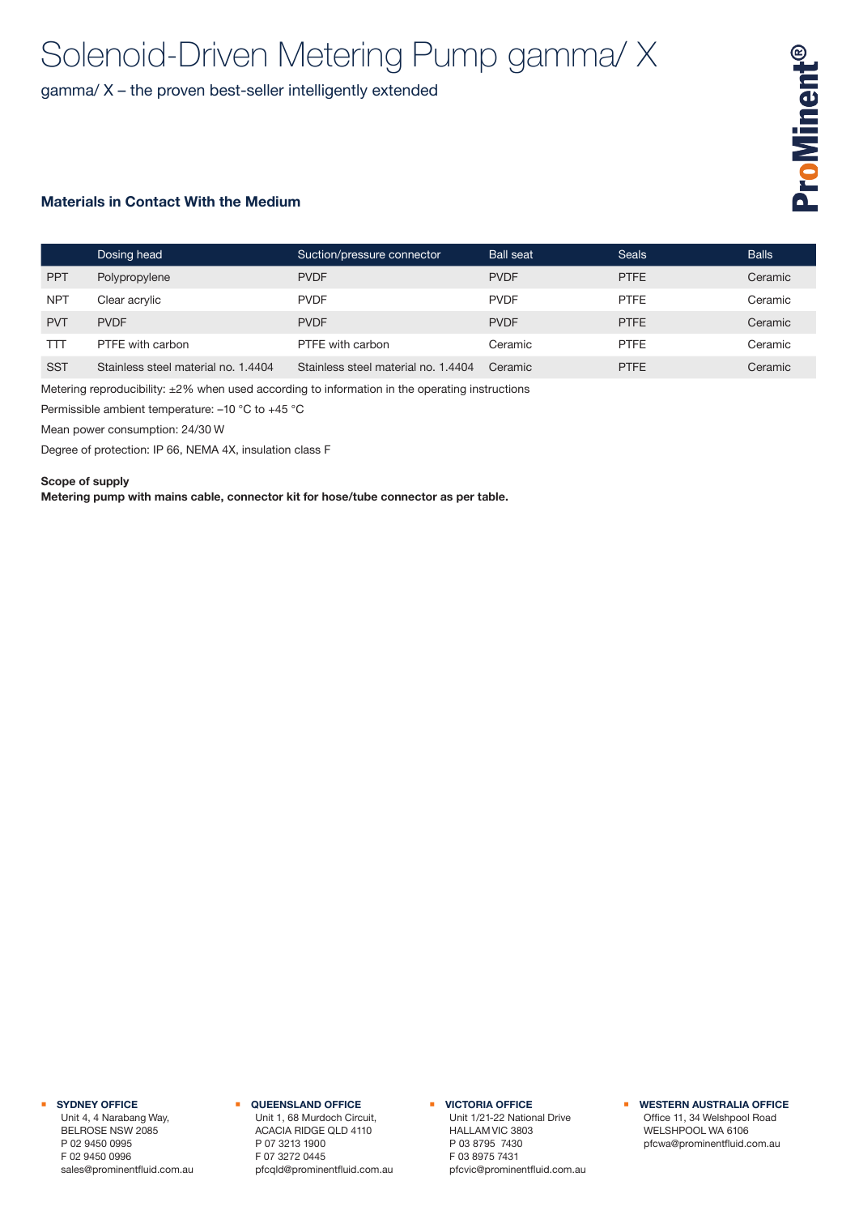# Solenoid-Driven Metering Pump gamma/ X

gamma/ X – the proven best-seller intelligently extended

### Materials in Contact With the Medium

| | Dosing head | Suction/pressure connector | Ball seat | Seals | Balls |
|---|---|---|---|---|---|
| PPT | Polypropylene | PVDF | PVDF | PTFE | Ceramic |
| NPT | Clear acrylic | PVDF | PVDF | PTFE | Ceramic |
| PVT | PVDF | PVDF | PVDF | PTFE | Ceramic |
| TTT | PTFE with carbon | PTFE with carbon | Ceramic | PTFE | Ceramic |
| SST | Stainless steel material no. 1.4404 | Stainless steel material no. 1.4404 | Ceramic | PTFE | Ceramic |

Metering reproducibility: ±2% when used according to information in the operating instructions

Permissible ambient temperature: –10 °C to +45 °C

Mean power consumption: 24/30 W

Degree of protection: IP 66, NEMA 4X, insulation class F

**Scope of supply**
**Metering pump with mains cable, connector kit for hose/tube connector as per table.**

- **SYDNEY OFFICE**
  Unit 4, 4 Narabang Way,
  BELROSE NSW 2085
  P 02 9450 0995
  F 02 9450 0996
  sales@prominentfluid.com.au

- **QUEENSLAND OFFICE**
  Unit 1, 68 Murdoch Circuit,
  ACACIA RIDGE QLD 4110
  P 07 3213 1900
  F 07 3272 0445
  pfcqld@prominentfluid.com.au

- **VICTORIA OFFICE**
  Unit 1/21-22 National Drive
  HALLAM VIC 3803
  P 03 8795 7430
  F 03 8975 7431
  pfcvic@prominentfluid.com.au

- **WESTERN AUSTRALIA OFFICE**
  Office 11, 34 Welshpool Road
  WELSHPOOL WA 6106
  pfcwa@prominentfluid.com.au